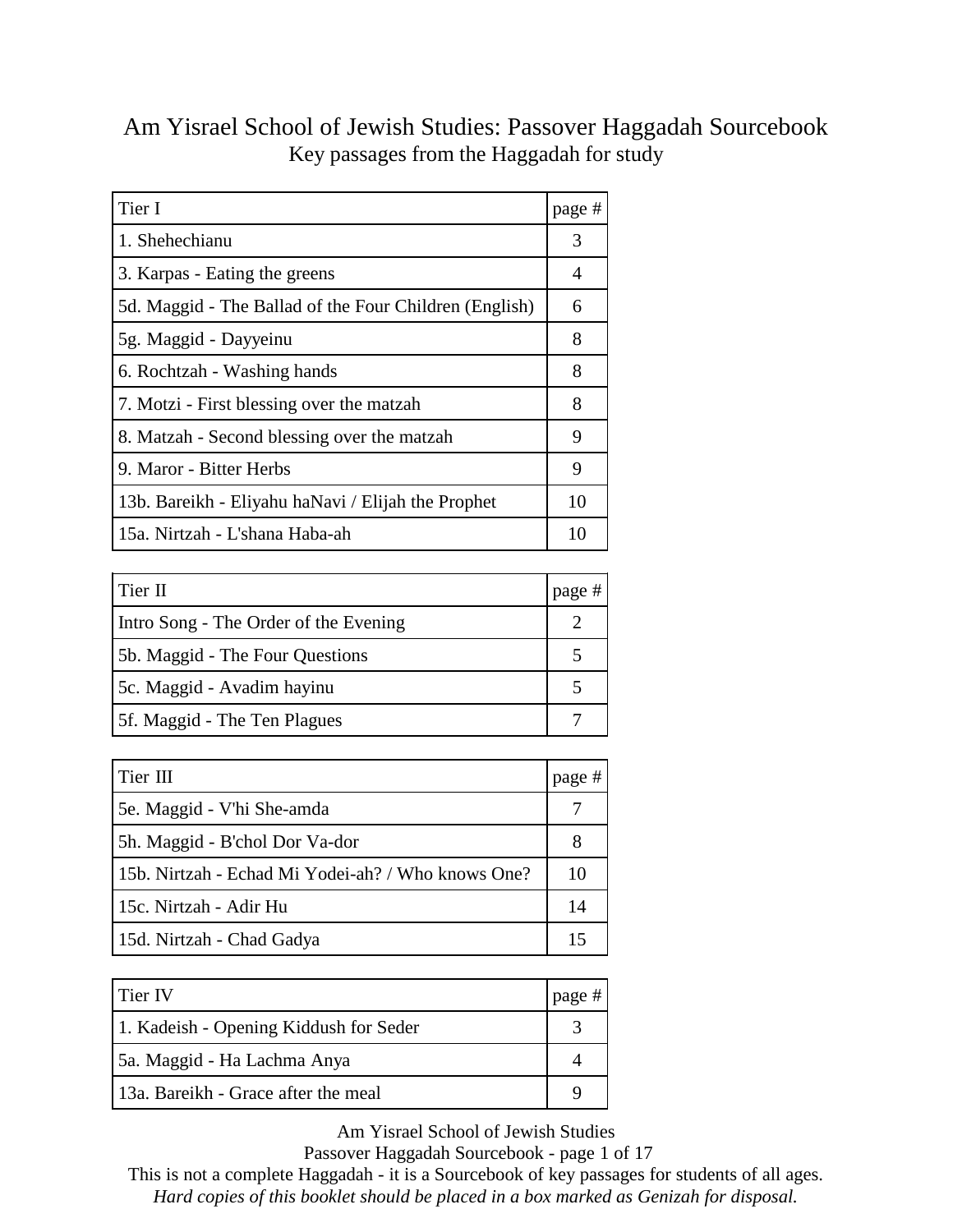# Am Yisrael School of Jewish Studies: Passover Haggadah Sourcebook

Key passages from the Haggadah for study

| Tier I | page # |
| --- | --- |
| 1. Shehechianu | 3 |
| 3. Karpas - Eating the greens | 4 |
| 5d. Maggid - The Ballad of the Four Children (English) | 6 |
| 5g. Maggid - Dayyeinu | 8 |
| 6. Rochtzah - Washing hands | 8 |
| 7. Motzi - First blessing over the matzah | 8 |
| 8. Matzah - Second blessing over the matzah | 9 |
| 9. Maror - Bitter Herbs | 9 |
| 13b. Bareikh - Eliyahu haNavi / Elijah the Prophet | 10 |
| 15a. Nirtzah - L'shana Haba-ah | 10 |

| Tier II | page # |
| --- | --- |
| Intro Song - The Order of the Evening | 2 |
| 5b. Maggid - The Four Questions | 5 |
| 5c. Maggid - Avadim hayinu | 5 |
| 5f. Maggid - The Ten Plagues | 7 |

| Tier III | page # |
| --- | --- |
| 5e. Maggid - V'hi She-amda | 7 |
| 5h. Maggid - B'chol Dor Va-dor | 8 |
| 15b. Nirtzah - Echad Mi Yodei-ah? / Who knows One? | 10 |
| 15c. Nirtzah - Adir Hu | 14 |
| 15d. Nirtzah - Chad Gadya | 15 |

| Tier IV | page # |
| --- | --- |
| 1. Kadeish - Opening Kiddush for Seder | 3 |
| 5a. Maggid - Ha Lachma Anya | 4 |
| 13a. Bareikh - Grace after the meal | 9 |

This is not a complete Haggadah - it is a Sourcebook of key passages for students of all ages.

*Hard copies of this booklet should be placed in a box marked as Genizah for disposal.*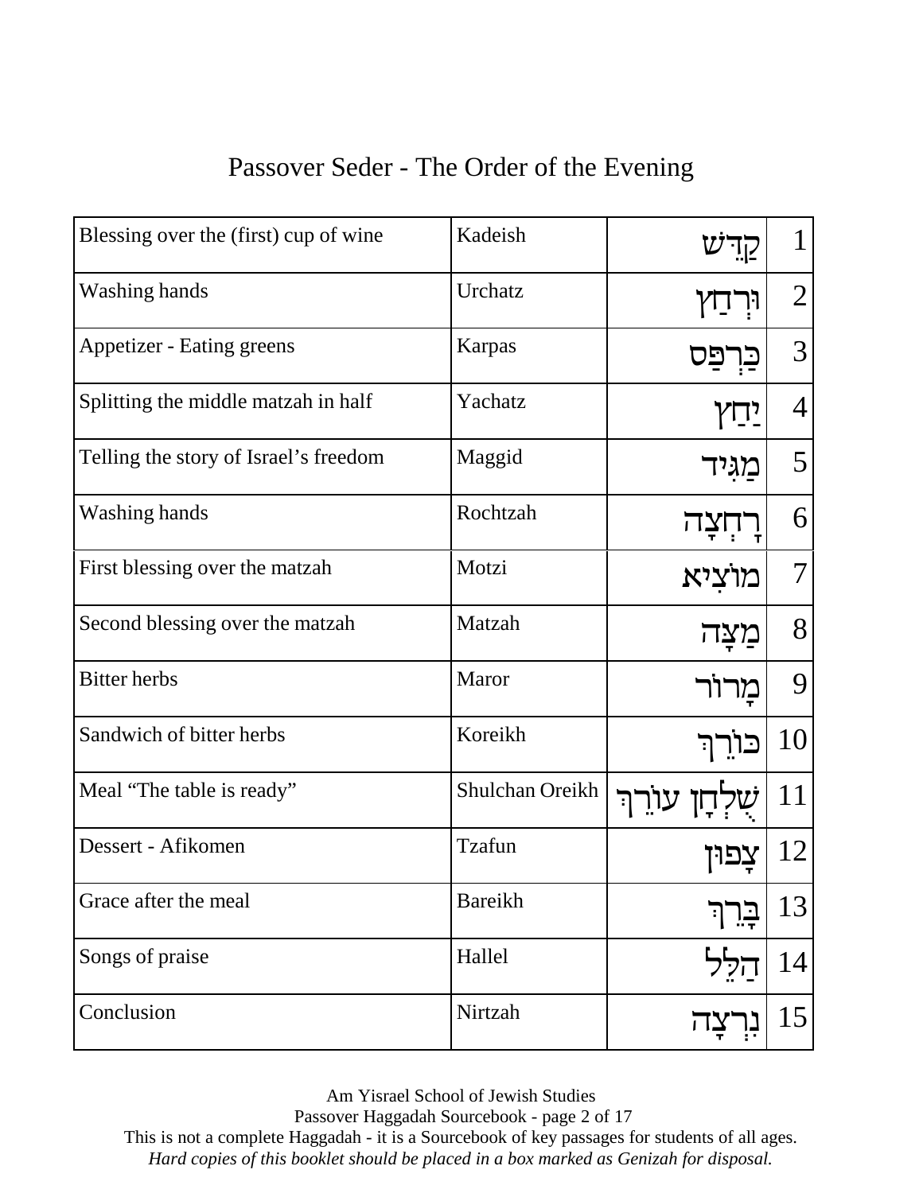# Passover Seder - The Order of the Evening

| Blessing over the (first) cup of wine | Kadeish | קַדֵּשׁ | 1 |
|---|---|---|---|
| Washing hands | Urchatz | וּרְחַץ | 2 |
| Appetizer - Eating greens | Karpas | כַּרְפַּס | 3 |
| Splitting the middle matzah in half | Yachatz | יַחַץ | 4 |
| Telling the story of Israel’s freedom | Maggid | מַגִּיד | 5 |
| Washing hands | Rochtzah | רָחְצָה | 6 |
| First blessing over the matzah | Motzi | מוֹצִיא | 7 |
| Second blessing over the matzah | Matzah | מַצָּה | 8 |
| Bitter herbs | Maror | מָרוֹר | 9 |
| Sandwich of bitter herbs | Koreikh | כּוֹרֵךְ | 10 |
| Meal “The table is ready” | Shulchan Oreikh | שֻׁלְחָן עוֹרֵךְ | 11 |
| Dessert - Afikomen | Tzafun | צָפוּן | 12 |
| Grace after the meal | Bareikh | בָּרֵךְ | 13 |
| Songs of praise | Hallel | הַלֵּל | 14 |
| Conclusion | Nirtzah | נִרְצָה | 15 |

Am Yisrael School of Jewish Studies
Passover Haggadah Sourcebook
This is not a complete Haggadah - it is a Sourcebook of key passages for students of all ages.
*Hard copies of this booklet should be placed in a box marked as Genizah for disposal.*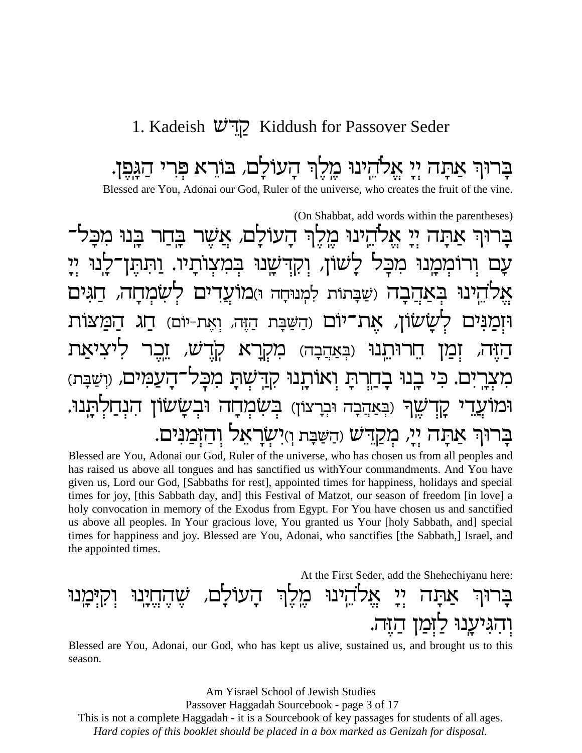# 1. Kadeish קַדֵּשׁ Kiddush for Passover Seder

בָּרוּךְ אַתָּה יְיָ אֱלֹהֵינוּ מֶלֶךְ הָעוֹלָם, בּוֹרֵא פְּרִי הַגָּפֶן.

Blessed are You, Adonai our God, Ruler of the universe, who creates the fruit of the vine.

(On Shabbat, add words within the parentheses)

בָּרוּךְ אַתָּה יְיָ אֱלֹהֵינוּ מֶלֶךְ הָעוֹלָם, אֲשֶׁר בָּחַר בָּנוּ מִכָּל־עָם וְרוֹמְמָנוּ מִכָּל לָשׁוֹן, וְקִדְּשָׁנוּ בְּמִצְוֹתָיו. וַתִּתֶּן־לָנוּ יְיָ אֱלֹהֵינוּ בְּאַהֲבָה (שַׁבָּתוֹת לִמְנוּחָה וּ)מוֹעֲדִים לְשִׂמְחָה, חַגִּים וּזְמַנִּים לְשָׂשׂוֹן, אֶת־יוֹם (הַשַּׁבָּת הַזֶּה, וְאֶת-יוֹם) חַג הַמַּצּוֹת הַזֶּה, זְמַן חֵרוּתֵנוּ (בְּאַהֲבָה) מִקְרָא קֹדֶשׁ, זֵכֶר לִיצִיאַת מִצְרָיִם. כִּי בָנוּ בָחַרְתָּ וְאוֹתָנוּ קִדַּשְׁתָּ מִכָּל־הָעַמִּים, (וְשַׁבָּת) וּמוֹעֲדֵי קָדְשֶׁךָ (בְּאַהֲבָה וּבְרָצוֹן) בְּשִׂמְחָה וּבְשָׂשׂוֹן הִנְחַלְתָּנוּ. בָּרוּךְ אַתָּה יְיָ, מְקַדֵּשׁ (הַשַּׁבָּת וְ)יִשְׂרָאֵל וְהַזְּמַנִּים.

Blessed are You, Adonai our God, Ruler of the universe, who has chosen us from all peoples and has raised us above all tongues and has sanctified us withYour commandments. And You have given us, Lord our God, [Sabbaths for rest], appointed times for happiness, holidays and special times for joy, [this Sabbath day, and] this Festival of Matzot, our season of freedom [in love] a holy convocation in memory of the Exodus from Egypt. For You have chosen us and sanctified us above all peoples. In Your gracious love, You granted us Your [holy Sabbath, and] special times for happiness and joy. Blessed are You, Adonai, who sanctifies [the Sabbath,] Israel, and the appointed times.

At the First Seder, add the Shehechiyanu here:

בָּרוּךְ אַתָּה יְיָ אֱלֹהֵינוּ מֶלֶךְ הָעוֹלָם, שֶׁהֶחֱיָנוּ וְקִיְּמָנוּ וְהִגִּיעָנוּ לַזְּמַן הַזֶּה.

Blessed are You, Adonai, our God, who has kept us alive, sustained us, and brought us to this season.

Am Yisrael School of Jewish Studies

Passover Haggadah Sourcebook - page 3 of 17

This is not a complete Haggadah - it is a Sourcebook of key passages for students of all ages.

*Hard copies of this booklet should be placed in a box marked as Genizah for disposal.*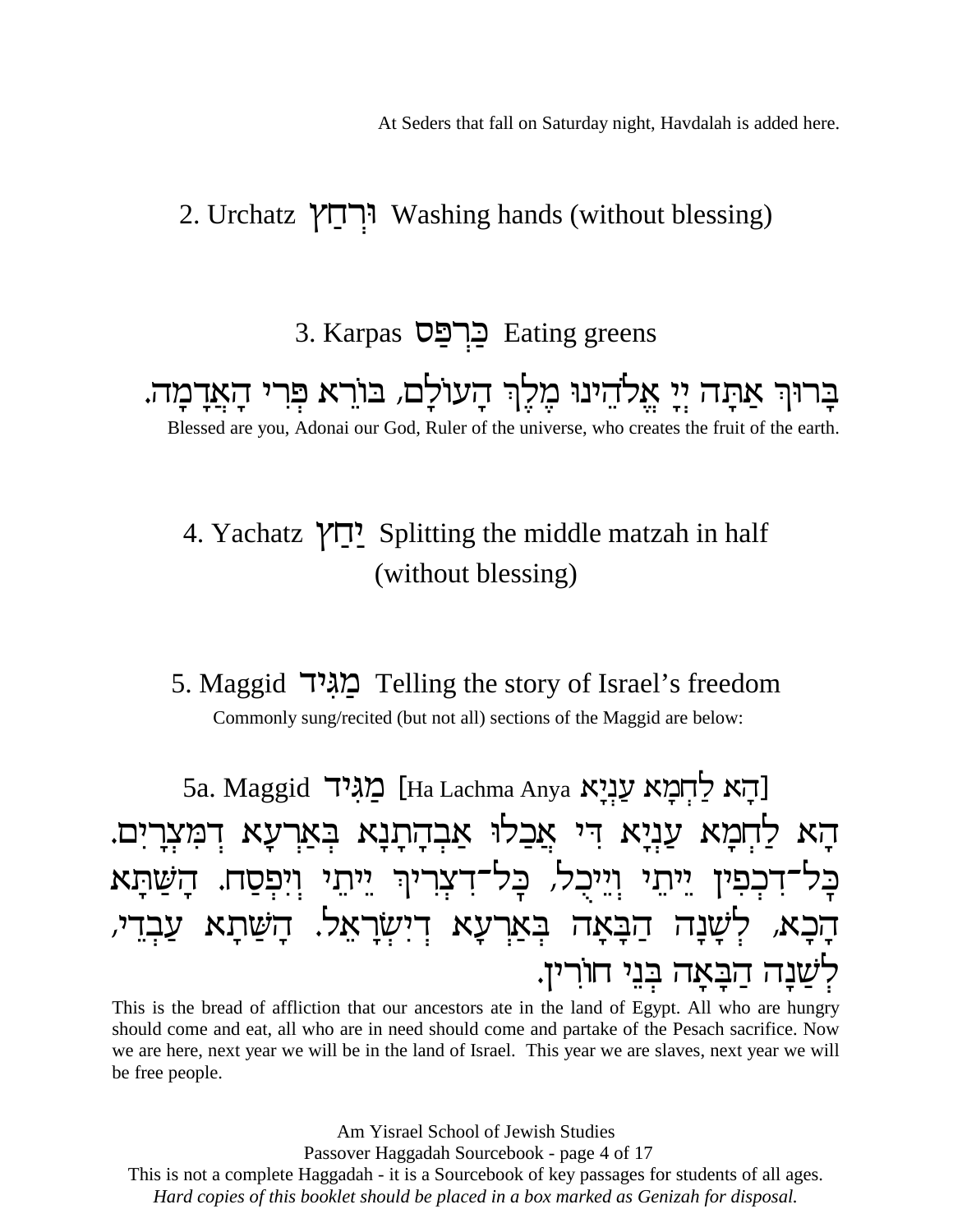At Seders that fall on Saturday night, Havdalah is added here.

## 2. Urchatz וּרְחַץ Washing hands (without blessing)

## 3. Karpas כַּרְפַּס Eating greens

בָּרוּךְ אַתָּה יְיָ אֱלֹהֵינוּ מֶלֶךְ הָעוֹלָם, בּוֹרֵא פְּרִי הָאֲדָמָה.

Blessed are you, Adonai our God, Ruler of the universe, who creates the fruit of the earth.

## 4. Yachatz יַחַץ Splitting the middle matzah in half (without blessing)

## 5. Maggid מַגִּיד Telling the story of Israel's freedom

Commonly sung/recited (but not all) sections of the Maggid are below:

### 5a. Maggid מַגִּיד [Ha Lachma Anya הָא לַחְמָא עַנְיָא]

הָא לַחְמָא עַנְיָא דִּי אֲכַלוּ אַבְהָתָנָא בְּאַרְעָא דְמִצְרָיִם. כָּל־דִכְפִין יֵיתֵי וְיֵיכֻל, כָּל־דִצְרִיךְ יֵיתֵי וְיִפְסַח. הָשַּׁתָּא הָכָא, לְשָׁנָה הַבָּאָה בְּאַרְעָא דְיִשְׂרָאֵל. הָשַּׁתָא עַבְדֵי, לְשָׁנָה הַבָּאָה בְּנֵי חוֹרִין.

This is the bread of affliction that our ancestors ate in the land of Egypt. All who are hungry should come and eat, all who are in need should come and partake of the Pesach sacrifice. Now we are here, next year we will be in the land of Israel. This year we are slaves, next year we will be free people.

Am Yisrael School of Jewish Studies
Passover Haggadah Sourcebook
This is not a complete Haggadah - it is a Sourcebook of key passages for students of all ages.
*Hard copies of this booklet should be placed in a box marked as Genizah for disposal.*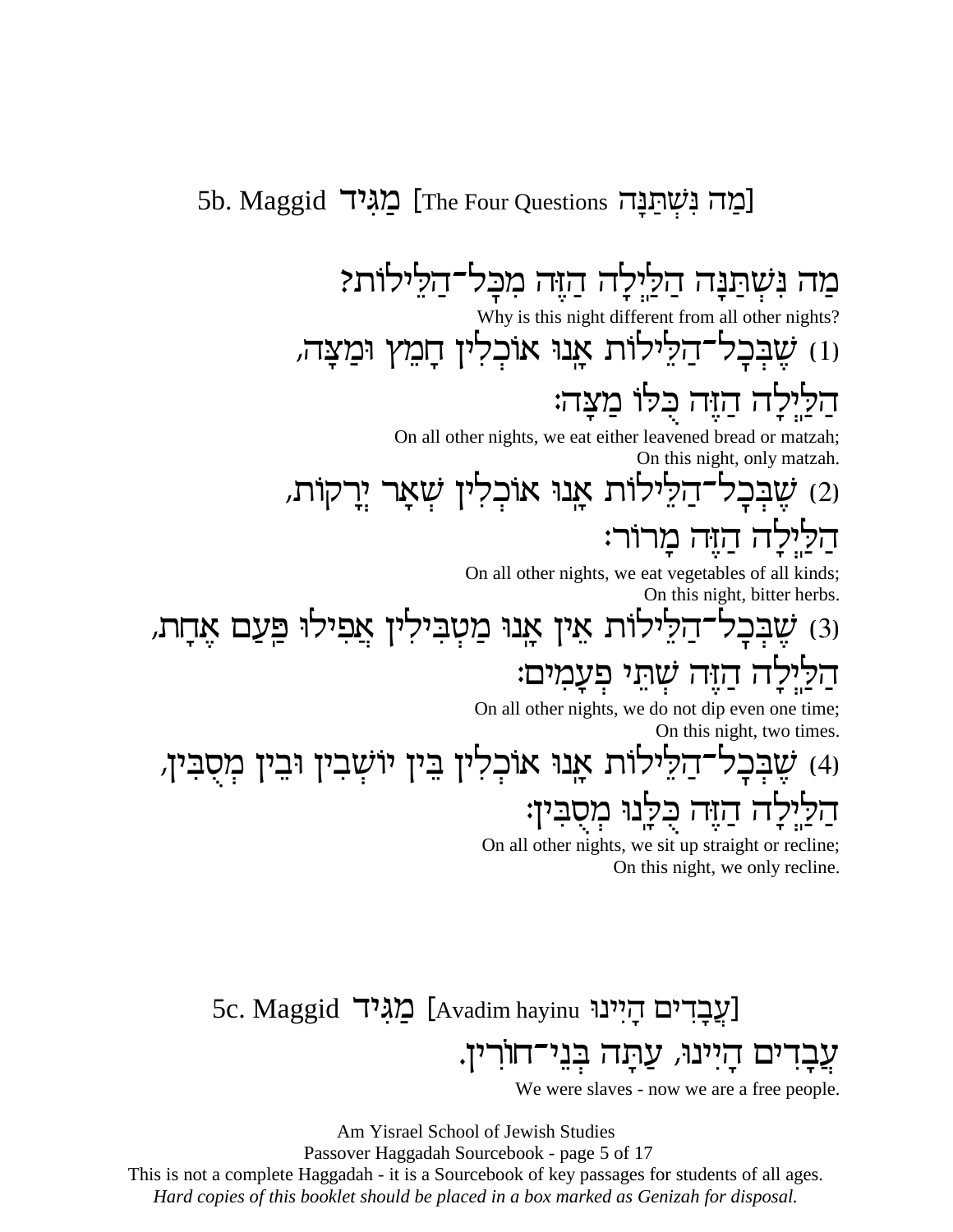## 5b. Maggid מַגִּיד [The Four Questions מַה נִּשְׁתַּנָּה]

מַה נִּשְׁתַּנָּה הַלַּיְלָה הַזֶּה מִכָּל־הַלֵּילוֹת?

Why is this night different from all other nights?

(1) שֶׁבְּכָל־הַלֵּילוֹת אָנוּ אוֹכְלִין חָמֵץ וּמַצָּה,
הַלַּיְלָה הַזֶּה כֻּלּוֹ מַצָּה׃

On all other nights, we eat either leavened bread or matzah;
On this night, only matzah.

(2) שֶׁבְּכָל־הַלֵּילוֹת אָנוּ אוֹכְלִין שְׁאָר יְרָקוֹת,
הַלַּיְלָה הַזֶּה מָרוֹר׃

On all other nights, we eat vegetables of all kinds;
On this night, bitter herbs.

(3) שֶׁבְּכָל־הַלֵּילוֹת אֵין אָנוּ מַטְבִּילִין אֲפִילוּ פַּעַם אֶחָת,
הַלַּיְלָה הַזֶּה שְׁתֵּי פְעָמִים׃

On all other nights, we do not dip even one time;
On this night, two times.

(4) שֶׁבְּכָל־הַלֵּילוֹת אָנוּ אוֹכְלִין בֵּין יוֹשְׁבִין וּבֵין מְסֻבִּין,
הַלַּיְלָה הַזֶּה כֻּלָּנוּ מְסֻבִּין׃

On all other nights, we sit up straight or recline;
On this night, we only recline.

## 5c. Maggid מַגִּיד [Avadim hayinu עֲבָדִים הָיִינוּ]

עֲבָדִים הָיִינוּ, עַתָּה בְּנֵי־חוֹרִין.

We were slaves - now we are a free people.

Am Yisrael School of Jewish Studies
Passover Haggadah Sourcebook
This is not a complete Haggadah - it is a Sourcebook of key passages for students of all ages.
*Hard copies of this booklet should be placed in a box marked as Genizah for disposal.*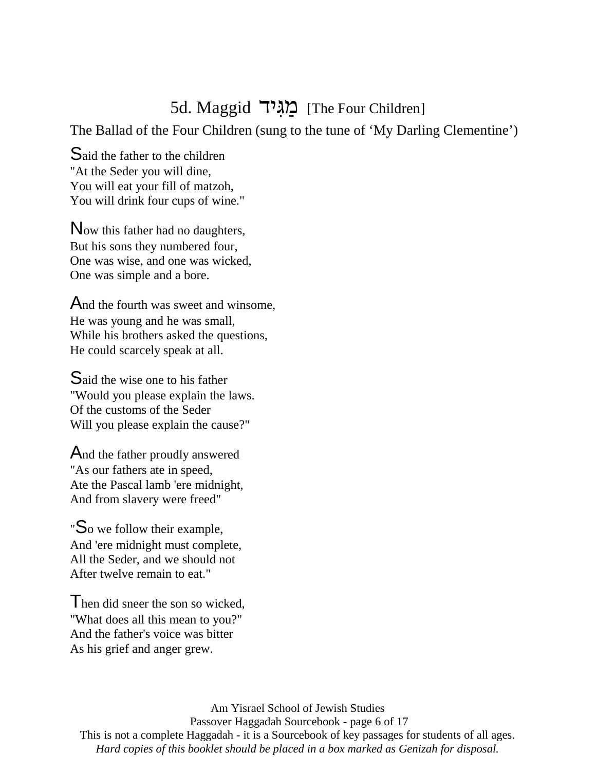## 5d. Maggid מַגִּיד [The Four Children]

The Ballad of the Four Children (sung to the tune of 'My Darling Clementine')

Said the father to the children
"At the Seder you will dine,
You will eat your fill of matzoh,
You will drink four cups of wine."

Now this father had no daughters,
But his sons they numbered four,
One was wise, and one was wicked,
One was simple and a bore.

And the fourth was sweet and winsome,
He was young and he was small,
While his brothers asked the questions,
He could scarcely speak at all.

Said the wise one to his father
"Would you please explain the laws.
Of the customs of the Seder
Will you please explain the cause?"

And the father proudly answered
"As our fathers ate in speed,
Ate the Pascal lamb 'ere midnight,
And from slavery were freed"

"So we follow their example,
And 'ere midnight must complete,
All the Seder, and we should not
After twelve remain to eat."

Then did sneer the son so wicked,
"What does all this mean to you?"
And the father's voice was bitter
As his grief and anger grew.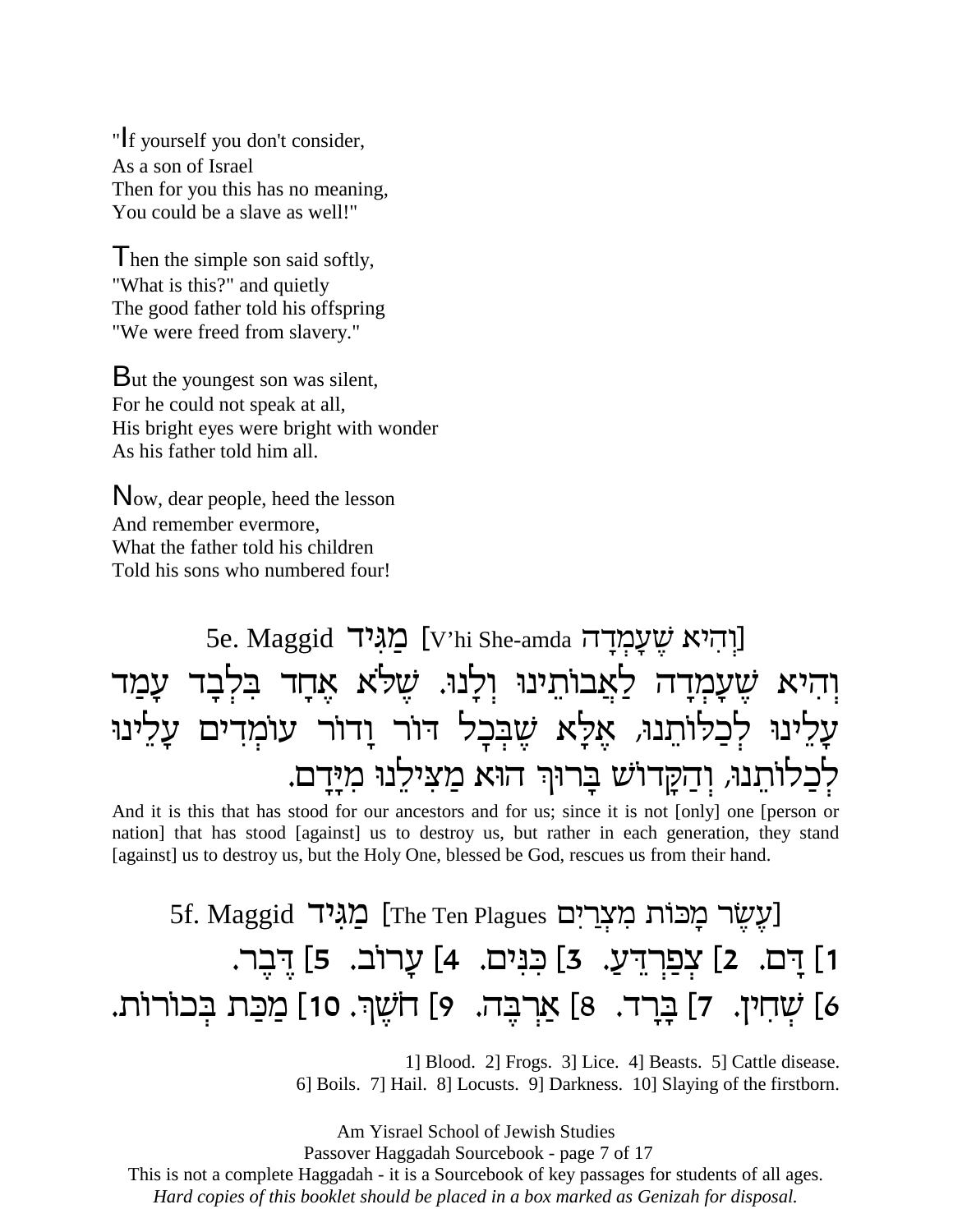"If yourself you don't consider,
As a son of Israel
Then for you this has no meaning,
You could be a slave as well!"

Then the simple son said softly,
"What is this?" and quietly
The good father told his offspring
"We were freed from slavery."

But the youngest son was silent,
For he could not speak at all,
His bright eyes were bright with wonder
As his father told him all.

Now, dear people, heed the lesson
And remember evermore,
What the father told his children
Told his sons who numbered four!

## 5e. Maggid מַגִּיד [V'hi She-amda וְהִיא שֶׁעָמְדָה]

וְהִיא שֶׁעָמְדָה לַאֲבוֹתֵינוּ וְלָנוּ. שֶׁלֹּא אֶחָד בִּלְבָד עָמַד עָלֵינוּ לְכַלּוֹתֵנוּ, אֶלָּא שֶׁבְּכָל דּוֹר וָדוֹר עוֹמְדִים עָלֵינוּ לְכַלּוֹתֵנוּ, וְהַקָּדוֹשׁ בָּרוּךְ הוּא מַצִּילֵנוּ מִיָּדָם.

And it is this that has stood for our ancestors and for us; since it is not [only] one [person or nation] that has stood [against] us to destroy us, but rather in each generation, they stand [against] us to destroy us, but the Holy One, blessed be God, rescues us from their hand.

## 5f. Maggid מַגִּיד [The Ten Plagues עֶשֶׂר מַכּוֹת מִצְרַיִם]

1] דָּם. 2] צְפַרְדֵּעַ. 3] כִּנִּים. 4] עָרוֹב. 5] דֶּבֶר.
6] שְׁחִין. 7] בָּרָד. 8] אַרְבֶּה. 9] חֹשֶׁךְ. 10] מַכַּת בְּכוֹרוֹת.

1] Blood. 2] Frogs. 3] Lice. 4] Beasts. 5] Cattle disease.
6] Boils. 7] Hail. 8] Locusts. 9] Darkness. 10] Slaying of the firstborn.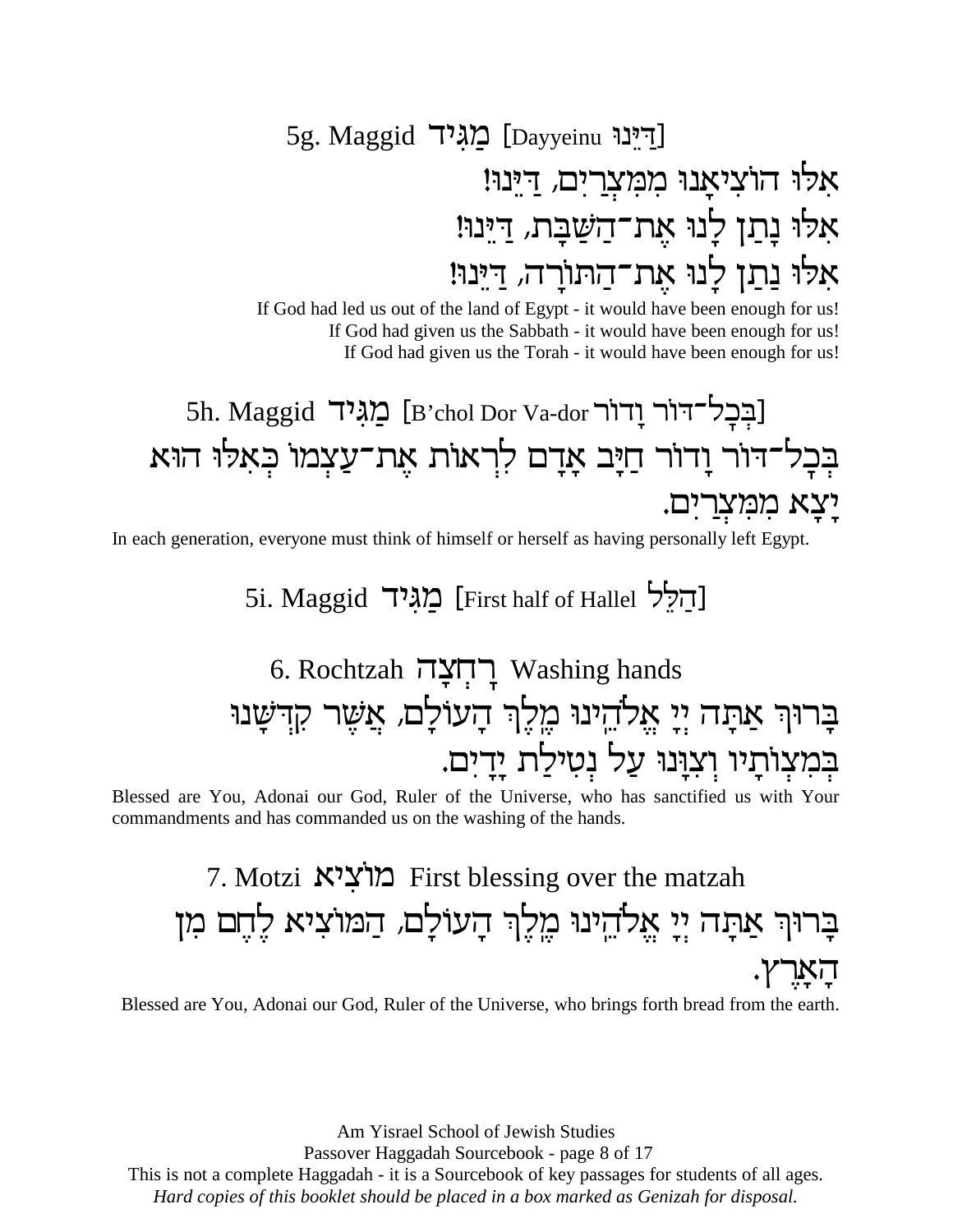## 5g. Maggid מַגִּיד [Dayyeinu דַּיֵּנוּ]

אִלּוּ הוֹצִיאָנוּ מִמִּצְרַיִם, דַּיֵּנוּ!
אִלּוּ נָתַן לָנוּ אֶת־הַשַּׁבָּת, דַּיֵּנוּ!
אִלּוּ נָתַן לָנוּ אֶת־הַתּוֹרָה, דַּיֵּנוּ!

If God had led us out of the land of Egypt - it would have been enough for us!
If God had given us the Sabbath - it would have been enough for us!
If God had given us the Torah - it would have been enough for us!

## 5h. Maggid מַגִּיד [B'chol Dor Va-dor בְּכָל־דּוֹר וָדוֹר]

בְּכָל־דּוֹר וָדוֹר חַיָּב אָדָם לִרְאוֹת אֶת־עַצְמוֹ כְּאִלּוּ הוּא יָצָא מִמִּצְרַיִם.

In each generation, everyone must think of himself or herself as having personally left Egypt.

## 5i. Maggid מַגִּיד [First half of Hallel הַלֵּל]

## 6. Rochtzah רָחְצָה Washing hands

בָּרוּךְ אַתָּה יְיָ אֱלֹהֵינוּ מֶלֶךְ הָעוֹלָם, אֲשֶׁר קִדְּשָׁנוּ בְּמִצְוֹתָיו וְצִוָּנוּ עַל נְטִילַת יָדָיִם.

Blessed are You, Adonai our God, Ruler of the Universe, who has sanctified us with Your commandments and has commanded us on the washing of the hands.

## 7. Motzi מוֹצִיא First blessing over the matzah

בָּרוּךְ אַתָּה יְיָ אֱלֹהֵינוּ מֶלֶךְ הָעוֹלָם, הַמּוֹצִיא לֶחֶם מִן הָאָרֶץ.

Blessed are You, Adonai our God, Ruler of the Universe, who brings forth bread from the earth.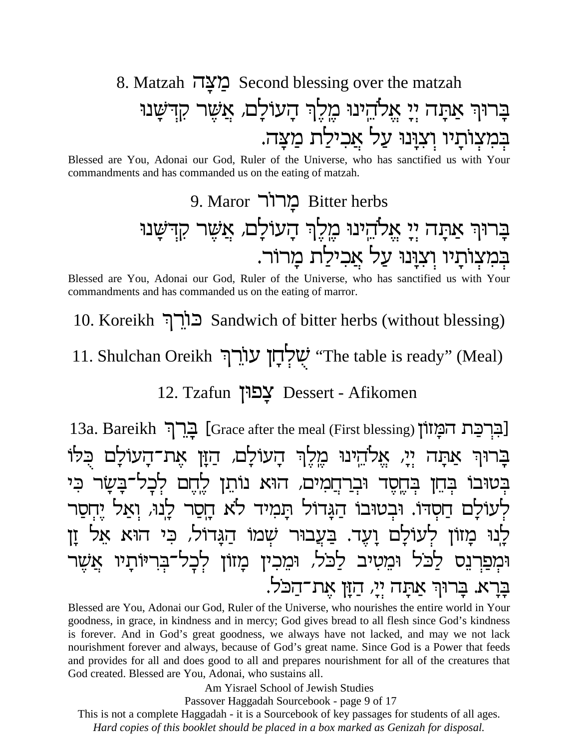## 8. Matzah מַצָּה Second blessing over the matzah

בָּרוּךְ אַתָּה יְיָ אֱלֹהֵינוּ מֶלֶךְ הָעוֹלָם, אֲשֶׁר קִדְּשָׁנוּ בְּמִצְוֹתָיו וְצִוָּנוּ עַל אֲכִילַת מַצָּה.

Blessed are You, Adonai our God, Ruler of the Universe, who has sanctified us with Your commandments and has commanded us on the eating of matzah.

## 9. Maror מָרוֹר Bitter herbs

בָּרוּךְ אַתָּה יְיָ אֱלֹהֵינוּ מֶלֶךְ הָעוֹלָם, אֲשֶׁר קִדְּשָׁנוּ בְּמִצְוֹתָיו וְצִוָּנוּ עַל אֲכִילַת מָרוֹר.

Blessed are You, Adonai our God, Ruler of the Universe, who has sanctified us with Your commandments and has commanded us on the eating of marror.

## 10. Koreikh כּוֹרֵךְ Sandwich of bitter herbs (without blessing)

## 11. Shulchan Oreikh שֻׁלְחָן עוֹרֵךְ "The table is ready" (Meal)

## 12. Tzafun צָפוּן Dessert - Afikomen

## 13a. Bareikh בָּרֵךְ [Grace after the meal (First blessing) בִּרְכַּת הַמָּזוֹן]

בָּרוּךְ אַתָּה יְיָ, אֱלֹהֵינוּ מֶלֶךְ הָעוֹלָם, הַזָּן אֶת־הָעוֹלָם כֻּלּוֹ בְּטוּבוֹ בְּחֵן בְּחֶסֶד וּבְרַחֲמִים, הוּא נוֹתֵן לֶחֶם לְכָל־בָּשָׂר כִּי לְעוֹלָם חַסְדּוֹ. וּבְטוּבוֹ הַגָּדוֹל תָּמִיד לֹא חָסַר לָנוּ, וְאַל יֶחְסַר לָנוּ מָזוֹן לְעוֹלָם וָעֶד. בַּעֲבוּר שְׁמוֹ הַגָּדוֹל, כִּי הוּא אֵל זָן וּמְפַרְנֵס לַכֹּל וּמֵטִיב לַכֹּל, וּמֵכִין מָזוֹן לְכָל־בְּרִיּוֹתָיו אֲשֶׁר בָּרָא. בָּרוּךְ אַתָּה יְיָ, הַזָּן אֶת־הַכֹּל.

Blessed are You, Adonai our God, Ruler of the Universe, who nourishes the entire world in Your goodness, in grace, in kindness and in mercy; God gives bread to all flesh since God's kindness is forever. And in God's great goodness, we always have not lacked, and may we not lack nourishment forever and always, because of God's great name. Since God is a Power that feeds and provides for all and does good to all and prepares nourishment for all of the creatures that God created. Blessed are You, Adonai, who sustains all.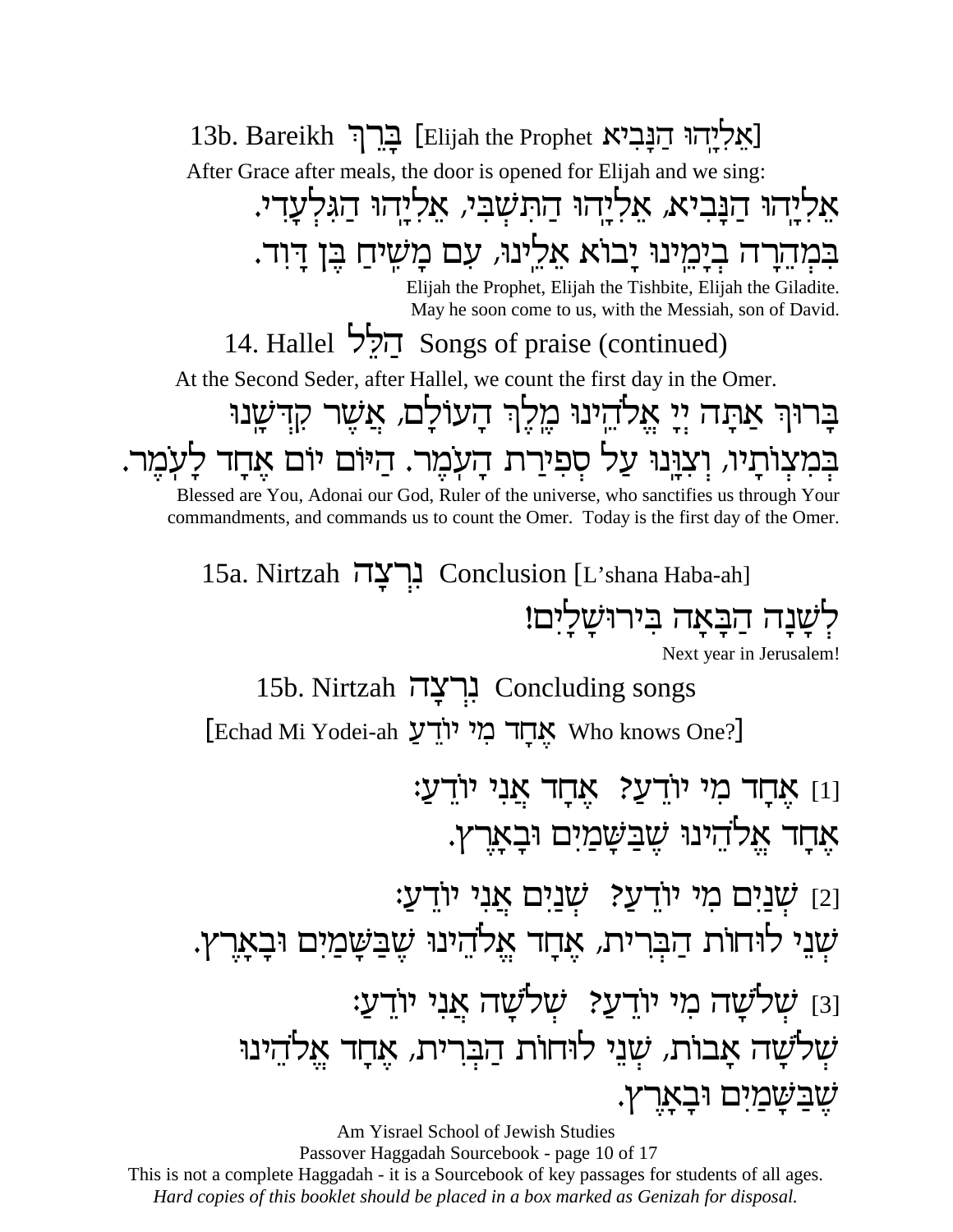## 13b. Bareikh בָּרֵךְ [Elijah the Prophet אֵלִיָּהוּ הַנָּבִיא]

After Grace after meals, the door is opened for Elijah and we sing:

אֵלִיָּהוּ הַנָּבִיא, אֵלִיָּהוּ הַתִּשְׁבִּי, אֵלִיָּהוּ הַגִּלְעָדִי.
בִּמְהֵרָה בְיָמֵינוּ יָבוֹא אֵלֵינוּ, עִם מָשִׁיחַ בֶּן דָּוִד.

Elijah the Prophet, Elijah the Tishbite, Elijah the Giladite.
May he soon come to us, with the Messiah, son of David.

## 14. Hallel הַלֵּל Songs of praise (continued)

At the Second Seder, after Hallel, we count the first day in the Omer.

בָּרוּךְ אַתָּה יְיָ אֱלֹהֵינוּ מֶלֶךְ הָעוֹלָם, אֲשֶׁר קִדְּשָׁנוּ
בְּמִצְוֹתָיו, וְצִוָּנוּ עַל סְפִירַת הָעֹמֶר. הַיּוֹם יוֹם אֶחָד לָעֹמֶר.

Blessed are You, Adonai our God, Ruler of the universe, who sanctifies us through Your commandments, and commands us to count the Omer. Today is the first day of the Omer.

## 15a. Nirtzah נִרְצָה Conclusion [L'shana Haba-ah]

לְשָׁנָה הַבָּאָה בִּירוּשָׁלָיִם!

Next year in Jerusalem!

## 15b. Nirtzah נִרְצָה Concluding songs

[Echad Mi Yodei-ah אֶחָד מִי יוֹדֵעַ Who knows One?]

[1] אֶחָד מִי יוֹדֵעַ? אֶחָד אֲנִי יוֹדֵעַ:
אֶחָד אֱלֹהֵינוּ שֶׁבַּשָּׁמַיִם וּבָאָרֶץ.

[2] שְׁנַיִם מִי יוֹדֵעַ? שְׁנַיִם אֲנִי יוֹדֵעַ:
שְׁנֵי לוּחוֹת הַבְּרִית, אֶחָד אֱלֹהֵינוּ שֶׁבַּשָּׁמַיִם וּבָאָרֶץ.

[3] שְׁלֹשָׁה מִי יוֹדֵעַ? שְׁלֹשָׁה אֲנִי יוֹדֵעַ:
שְׁלֹשָׁה אָבוֹת, שְׁנֵי לוּחוֹת הַבְּרִית, אֶחָד אֱלֹהֵינוּ
שֶׁבַּשָּׁמַיִם וּבָאָרֶץ.

Am Yisrael School of Jewish Studies
Passover Haggadah Sourcebook
This is not a complete Haggadah - it is a Sourcebook of key passages for students of all ages.
*Hard copies of this booklet should be placed in a box marked as Genizah for disposal.*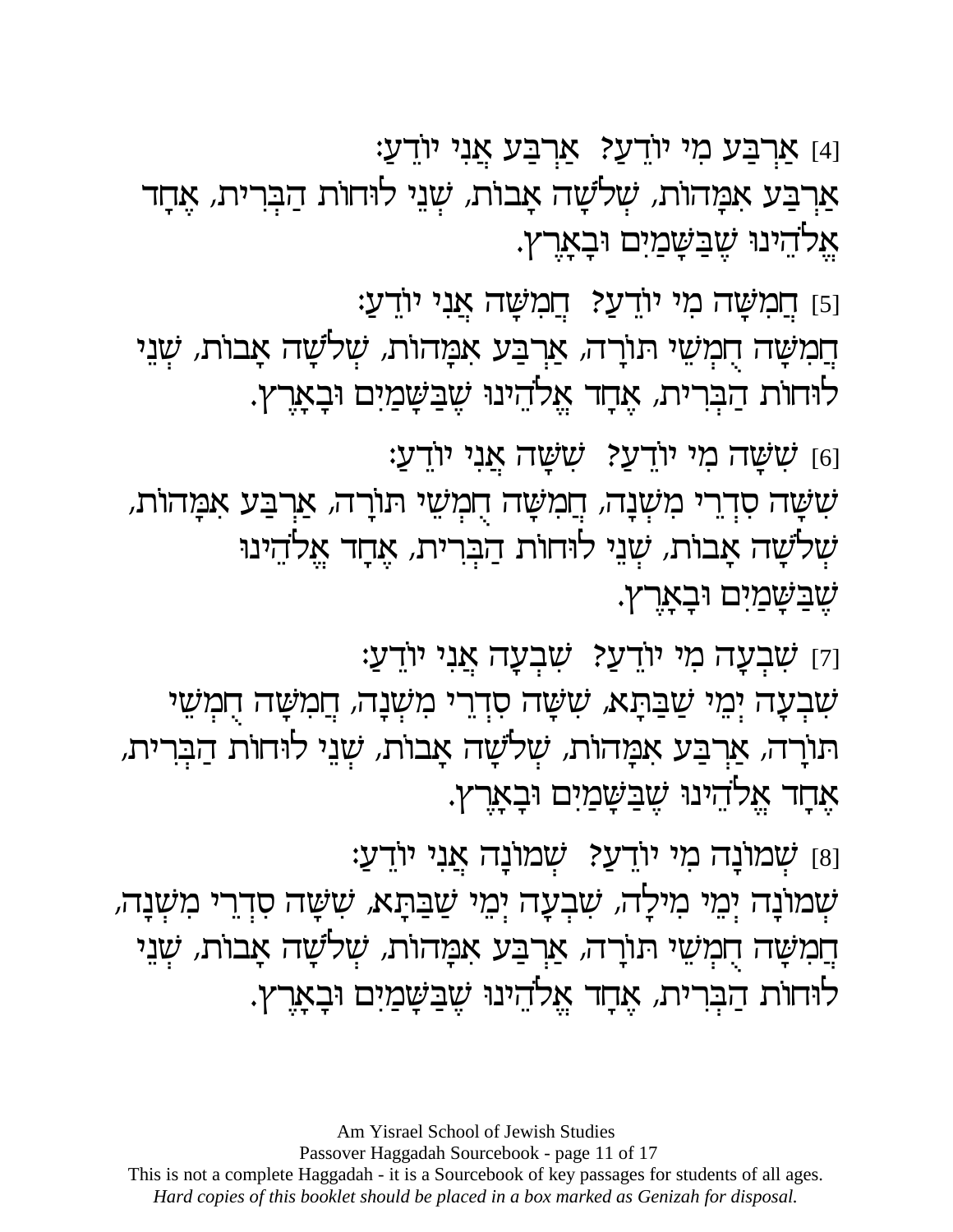[4] אַרְבַּע מִי יוֹדֵעַ? אַרְבַּע אֲנִי יוֹדֵעַ:
אַרְבַּע אִמָּהוֹת, שְׁלֹשָׁה אָבוֹת, שְׁנֵי לוּחוֹת הַבְּרִית, אֶחָד אֱלֹהֵינוּ שֶׁבַּשָּׁמַיִם וּבָאָרֶץ.

[5] חֲמִשָּׁה מִי יוֹדֵעַ? חֲמִשָּׁה אֲנִי יוֹדֵעַ:
חֲמִשָּׁה חֻמְשֵׁי תוֹרָה, אַרְבַּע אִמָּהוֹת, שְׁלֹשָׁה אָבוֹת, שְׁנֵי לוּחוֹת הַבְּרִית, אֶחָד אֱלֹהֵינוּ שֶׁבַּשָּׁמַיִם וּבָאָרֶץ.

[6] שִׁשָּׁה מִי יוֹדֵעַ? שִׁשָּׁה אֲנִי יוֹדֵעַ:
שִׁשָּׁה סִדְרֵי מִשְׁנָה, חֲמִשָּׁה חֻמְשֵׁי תוֹרָה, אַרְבַּע אִמָּהוֹת, שְׁלֹשָׁה אָבוֹת, שְׁנֵי לוּחוֹת הַבְּרִית, אֶחָד אֱלֹהֵינוּ שֶׁבַּשָּׁמַיִם וּבָאָרֶץ.

[7] שִׁבְעָה מִי יוֹדֵעַ? שִׁבְעָה אֲנִי יוֹדֵעַ:
שִׁבְעָה יְמֵי שַׁבַּתָּא, שִׁשָּׁה סִדְרֵי מִשְׁנָה, חֲמִשָּׁה חֻמְשֵׁי תוֹרָה, אַרְבַּע אִמָּהוֹת, שְׁלֹשָׁה אָבוֹת, שְׁנֵי לוּחוֹת הַבְּרִית, אֶחָד אֱלֹהֵינוּ שֶׁבַּשָּׁמַיִם וּבָאָרֶץ.

[8] שְׁמוֹנָה מִי יוֹדֵעַ? שְׁמוֹנָה אֲנִי יוֹדֵעַ:
שְׁמוֹנָה יְמֵי מִילָה, שִׁבְעָה יְמֵי שַׁבַּתָּא, שִׁשָּׁה סִדְרֵי מִשְׁנָה, חֲמִשָּׁה חֻמְשֵׁי תוֹרָה, אַרְבַּע אִמָּהוֹת, שְׁלֹשָׁה אָבוֹת, שְׁנֵי לוּחוֹת הַבְּרִית, אֶחָד אֱלֹהֵינוּ שֶׁבַּשָּׁמַיִם וּבָאָרֶץ.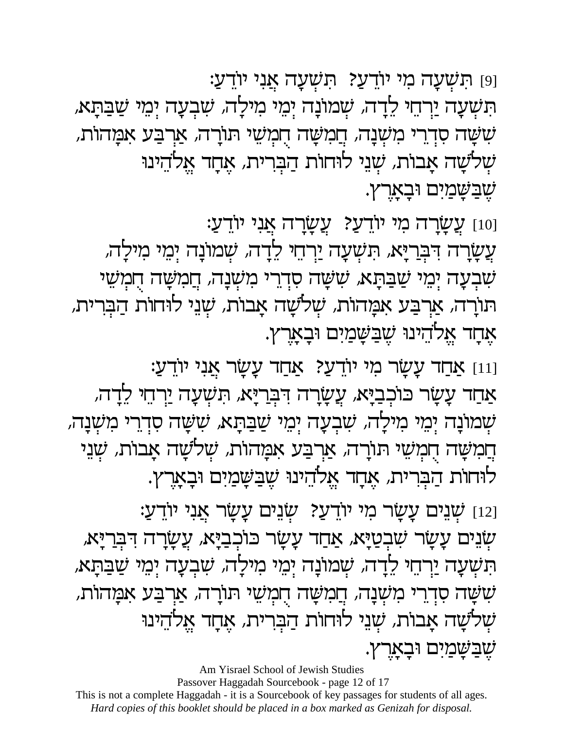[9] תִּשְׁעָה מִי יוֹדֵעַ? תִּשְׁעָה אֲנִי יוֹדֵעַ:
תִּשְׁעָה יַרְחֵי לֵדָה, שְׁמוֹנָה יְמֵי מִילָה, שִׁבְעָה יְמֵי שַׁבַּתָּא, שִׁשָּׁה סִדְרֵי מִשְׁנָה, חֲמִשָּׁה חֻמְשֵׁי תוֹרָה, אַרְבַּע אִמָּהוֹת, שְׁלֹשָׁה אָבוֹת, שְׁנֵי לוּחוֹת הַבְּרִית, אֶחָד אֱלֹהֵינוּ שֶׁבַּשָּׁמַיִם וּבָאָרֶץ.

[10] עֲשָׂרָה מִי יוֹדֵעַ? עֲשָׂרָה אֲנִי יוֹדֵעַ:
עֲשָׂרָה דִּבְּרַיָּא, תִּשְׁעָה יַרְחֵי לֵדָה, שְׁמוֹנָה יְמֵי מִילָה, שִׁבְעָה יְמֵי שַׁבַּתָּא, שִׁשָּׁה סִדְרֵי מִשְׁנָה, חֲמִשָּׁה חֻמְשֵׁי תוֹרָה, אַרְבַּע אִמָּהוֹת, שְׁלֹשָׁה אָבוֹת, שְׁנֵי לוּחוֹת הַבְּרִית, אֶחָד אֱלֹהֵינוּ שֶׁבַּשָּׁמַיִם וּבָאָרֶץ.

[11] אַחַד עָשָׂר מִי יוֹדֵעַ? אַחַד עָשָׂר אֲנִי יוֹדֵעַ:
אַחַד עָשָׂר כּוֹכְבַיָּא, עֲשָׂרָה דִּבְּרַיָּא, תִּשְׁעָה יַרְחֵי לֵדָה, שְׁמוֹנָה יְמֵי מִילָה, שִׁבְעָה יְמֵי שַׁבַּתָּא, שִׁשָּׁה סִדְרֵי מִשְׁנָה, חֲמִשָּׁה חֻמְשֵׁי תוֹרָה, אַרְבַּע אִמָּהוֹת, שְׁלֹשָׁה אָבוֹת, שְׁנֵי לוּחוֹת הַבְּרִית, אֶחָד אֱלֹהֵינוּ שֶׁבַּשָּׁמַיִם וּבָאָרֶץ.

[12] שְׁנֵים עָשָׂר מִי יוֹדֵעַ? שְׁנֵים עָשָׂר אֲנִי יוֹדֵעַ:
שְׁנֵים עָשָׂר שִׁבְטַיָּא, אַחַד עָשָׂר כּוֹכְבַיָּא, עֲשָׂרָה דִּבְּרַיָּא, תִּשְׁעָה יַרְחֵי לֵדָה, שְׁמוֹנָה יְמֵי מִילָה, שִׁבְעָה יְמֵי שַׁבַּתָּא, שִׁשָּׁה סִדְרֵי מִשְׁנָה, חֲמִשָּׁה חֻמְשֵׁי תוֹרָה, אַרְבַּע אִמָּהוֹת, שְׁלֹשָׁה אָבוֹת, שְׁנֵי לוּחוֹת הַבְּרִית, אֶחָד אֱלֹהֵינוּ שֶׁבַּשָּׁמַיִם וּבָאָרֶץ.

Am Yisrael School of Jewish Studies
Passover Haggadah Sourcebook
This is not a complete Haggadah - it is a Sourcebook of key passages for students of all ages.
*Hard copies of this booklet should be placed in a box marked as Genizah for disposal.*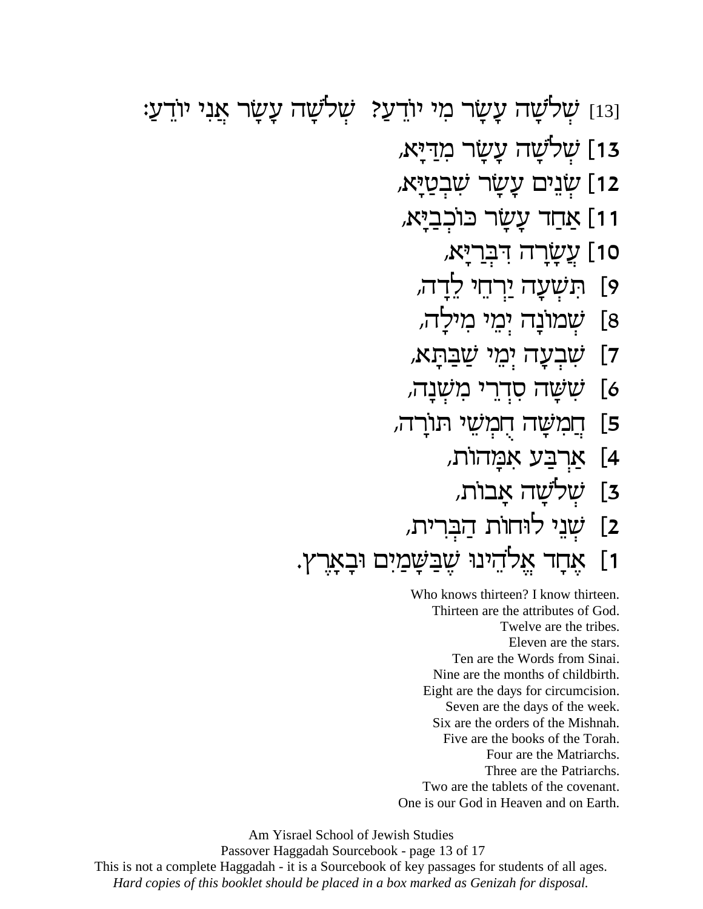[13] שְׁלֹשָׁה עָשָׂר מִי יוֹדֵעַ? שְׁלֹשָׁה עָשָׂר אֲנִי יוֹדֵעַ:

13] שְׁלֹשָׁה עָשָׂר מִדַּיָּא,

12] שְׁנֵים עָשָׂר שִׁבְטַיָּא,

11] אַחַד עָשָׂר כּוֹכְבַיָּא,

10] עֲשָׂרָה דִּבְּרַיָּא,

9] תִּשְׁעָה יַרְחֵי לֵדָה,

8] שְׁמוֹנָה יְמֵי מִילָה,

7] שִׁבְעָה יְמֵי שַׁבַּתָּא,

6] שִׁשָּׁה סִדְרֵי מִשְׁנָה,

5] חֲמִשָּׁה חֻמְשֵׁי תוֹרָה,

4] אַרְבַּע אִמָּהוֹת,

3] שְׁלֹשָׁה אָבוֹת,

2] שְׁנֵי לוּחוֹת הַבְּרִית,

1] אֶחָד אֱלֹהֵינוּ שֶׁבַּשָּׁמַיִם וּבָאָרֶץ.

Who knows thirteen? I know thirteen.
Thirteen are the attributes of God.
Twelve are the tribes.
Eleven are the stars.
Ten are the Words from Sinai.
Nine are the months of childbirth.
Eight are the days for circumcision.
Seven are the days of the week.
Six are the orders of the Mishnah.
Five are the books of the Torah.
Four are the Matriarchs.
Three are the Patriarchs.
Two are the tablets of the covenant.
One is our God in Heaven and on Earth.

Am Yisrael School of Jewish Studies
Passover Haggadah Sourcebook
This is not a complete Haggadah - it is a Sourcebook of key passages for students of all ages.
*Hard copies of this booklet should be placed in a box marked as Genizah for disposal.*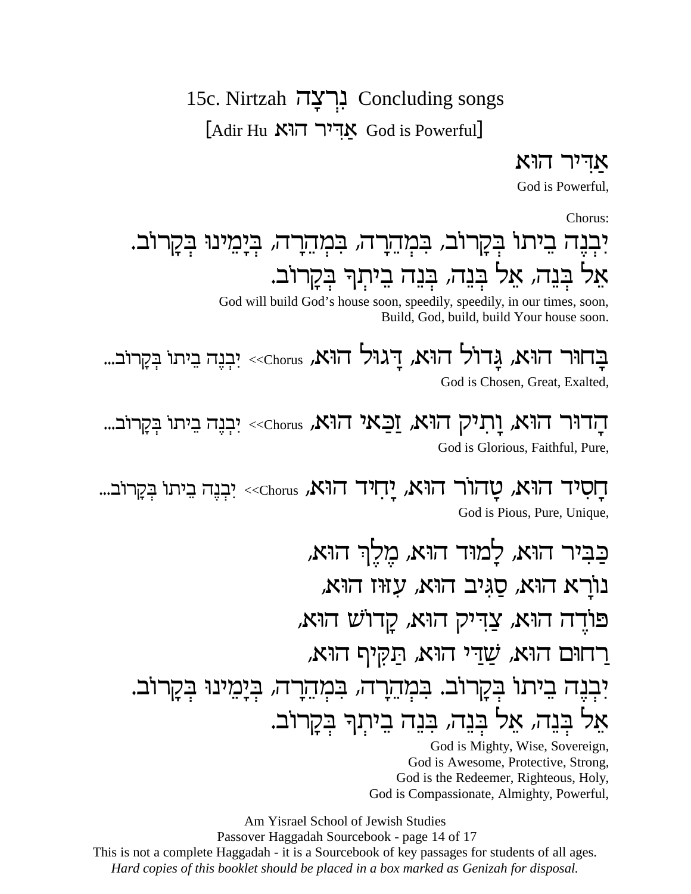## 15c. Nirtzah נִרְצָה Concluding songs

### [Adir Hu אַדִּיר הוּא God is Powerful]

אַדִּיר הוּא

God is Powerful,

Chorus:

יִבְנֶה בֵיתוֹ בְּקָרוֹב, בִּמְהֵרָה, בִּמְהֵרָה, בְּיָמֵינוּ בְּקָרוֹב.
אֵל בְּנֵה, אֵל בְּנֵה, בְּנֵה בֵיתְךָ בְּקָרוֹב.

God will build God's house soon, speedily, speedily, in our times, soon,
Build, God, build, build Your house soon.

בָּחוּר הוּא, גָּדוֹל הוּא, דָּגוּל הוּא, <<Chorus יִבְנֶה בֵיתוֹ בְּקָרוֹב...

God is Chosen, Great, Exalted,

הָדוּר הוּא, וָתִיק הוּא, זַכַּאי הוּא, <<Chorus יִבְנֶה בֵיתוֹ בְּקָרוֹב...

God is Glorious, Faithful, Pure,

חָסִיד הוּא, טָהוֹר הוּא, יָחִיד הוּא, <<Chorus יִבְנֶה בֵיתוֹ בְּקָרוֹב...

God is Pious, Pure, Unique,

כַּבִּיר הוּא, לָמוּד הוּא, מֶלֶךְ הוּא,
נוֹרָא הוּא, סַגִּיב הוּא, עִזּוּז הוּא,
פּוֹדֶה הוּא, צַדִּיק הוּא, קָדוֹשׁ הוּא,
רַחוּם הוּא, שַׁדַּי הוּא, תַּקִּיף הוּא,
יִבְנֶה בֵיתוֹ בְּקָרוֹב. בִּמְהֵרָה, בִּמְהֵרָה, בְּיָמֵינוּ בְּקָרוֹב.
אֵל בְּנֵה, אֵל בְּנֵה, בְּנֵה בֵיתְךָ בְּקָרוֹב.

God is Mighty, Wise, Sovereign,
God is Awesome, Protective, Strong,
God is the Redeemer, Righteous, Holy,
God is Compassionate, Almighty, Powerful,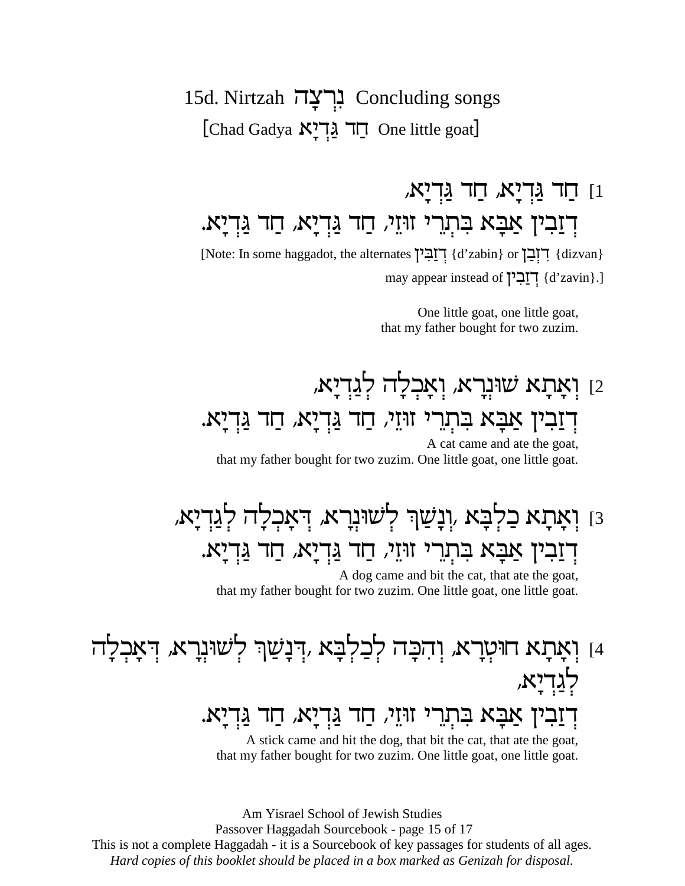## 15d. Nirtzah נִרְצָה Concluding songs

### [Chad Gadya חַד גַּדְיָא One little goat]

1] חַד גַּדְיָא, חַד גַּדְיָא,
דְזַבִין אַבָּא בִּתְרֵי זוּזֵי, חַד גַּדְיָא, חַד גַּדְיָא.

[Note: In some haggadot, the alternates דְזַבִּין {d'zabin} or דִּזְבַן {dizvan} may appear instead of דְזַבִין {d'zavin}.]

One little goat, one little goat,
that my father bought for two zuzim.

2] וְאָתָא שׁוּנְרָא, וְאָכְלָה לְגַדְיָא,
דְזַבִין אַבָּא בִּתְרֵי זוּזֵי, חַד גַּדְיָא, חַד גַּדְיָא.

A cat came and ate the goat,
that my father bought for two zuzim. One little goat, one little goat.

3] וְאָתָא כַלְבָּא ,וְנָשַׁךְ לְשׁוּנְרָא, דְּאָכְלָה לְגַדְיָא,
דְזַבִין אַבָּא בִּתְרֵי זוּזֵי, חַד גַּדְיָא, חַד גַּדְיָא.

A dog came and bit the cat, that ate the goat,
that my father bought for two zuzim. One little goat, one little goat.

4] וְאָתָא חוּטְרָא, וְהִכָּה לְכַלְבָּא ,דְּנָשַׁךְ לְשׁוּנְרָא, דְּאָכְלָה לְגַדְיָא,
דְזַבִין אַבָּא בִּתְרֵי זוּזֵי, חַד גַּדְיָא, חַד גַּדְיָא.

A stick came and hit the dog, that bit the cat, that ate the goat,
that my father bought for two zuzim. One little goat, one little goat.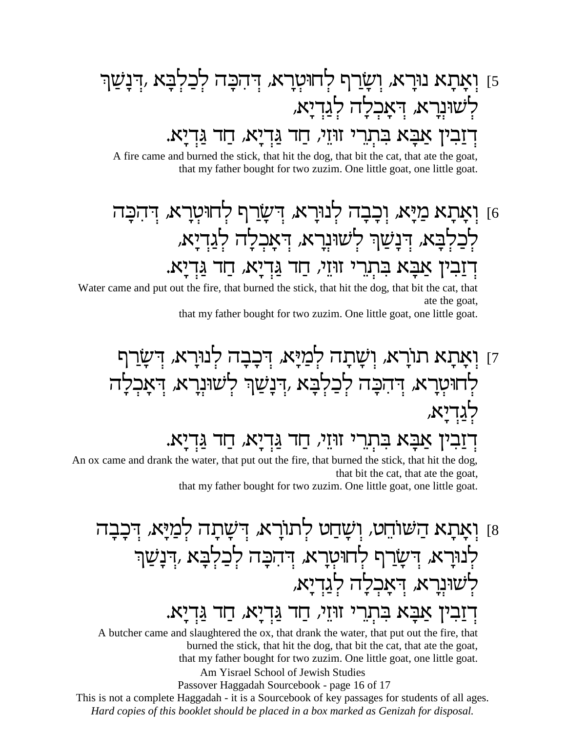5] וְאָתָא נוּרָא, וְשָׂרַף לְחוּטְרָא, דְּהִכָּה לְכַלְבָּא ,דְּנָשַׁךְ לְשׁוּנְרָא, דְּאָכְלָה לְגַדְיָא,
דְזַבִּין אַבָּא בִּתְרֵי זוּזֵי, חַד גַּדְיָא, חַד גַּדְיָא.

A fire came and burned the stick, that hit the dog, that bit the cat, that ate the goat, that my father bought for two zuzim. One little goat, one little goat.

6] וְאָתָא מַיָּא, וְכָבָה לְנוּרָא, דְּשָׂרַף לְחוּטְרָא, דְּהִכָּה לְכַלְבָּא, דְּנָשַׁךְ לְשׁוּנְרָא, דְּאָכְלָה לְגַדְיָא,
דְזַבִּין אַבָּא בִּתְרֵי זוּזֵי, חַד גַּדְיָא, חַד גַּדְיָא.

Water came and put out the fire, that burned the stick, that hit the dog, that bit the cat, that ate the goat,
that my father bought for two zuzim. One little goat, one little goat.

7] וְאָתָא תוֹרָא, וְשָׁתָה לְמַיָּא, דְּכָבָה לְנוּרָא, דְּשָׂרַף לְחוּטְרָא, דְּהִכָּה לְכַלְבָּא ,דְּנָשַׁךְ לְשׁוּנְרָא, דְּאָכְלָה לְגַדְיָא,
דְזַבִּין אַבָּא בִּתְרֵי זוּזֵי, חַד גַּדְיָא, חַד גַּדְיָא.

An ox came and drank the water, that put out the fire, that burned the stick, that hit the dog, that bit the cat, that ate the goat,
that my father bought for two zuzim. One little goat, one little goat.

8] וְאָתָא הַשּׁוֹחֵט, וְשָׁחַט לְתוֹרָא, דְּשָׁתָה לְמַיָּא, דְּכָבָה לְנוּרָא, דְּשָׂרַף לְחוּטְרָא, דְּהִכָּה לְכַלְבָּא ,דְּנָשַׁךְ לְשׁוּנְרָא, דְּאָכְלָה לְגַדְיָא,
דְזַבִּין אַבָּא בִּתְרֵי זוּזֵי, חַד גַּדְיָא, חַד גַּדְיָא.

A butcher came and slaughtered the ox, that drank the water, that put out the fire, that burned the stick, that hit the dog, that bit the cat, that ate the goat,
that my father bought for two zuzim. One little goat, one little goat.

This is not a complete Haggadah - it is a Sourcebook of key passages for students of all ages.
*Hard copies of this booklet should be placed in a box marked as Genizah for disposal.*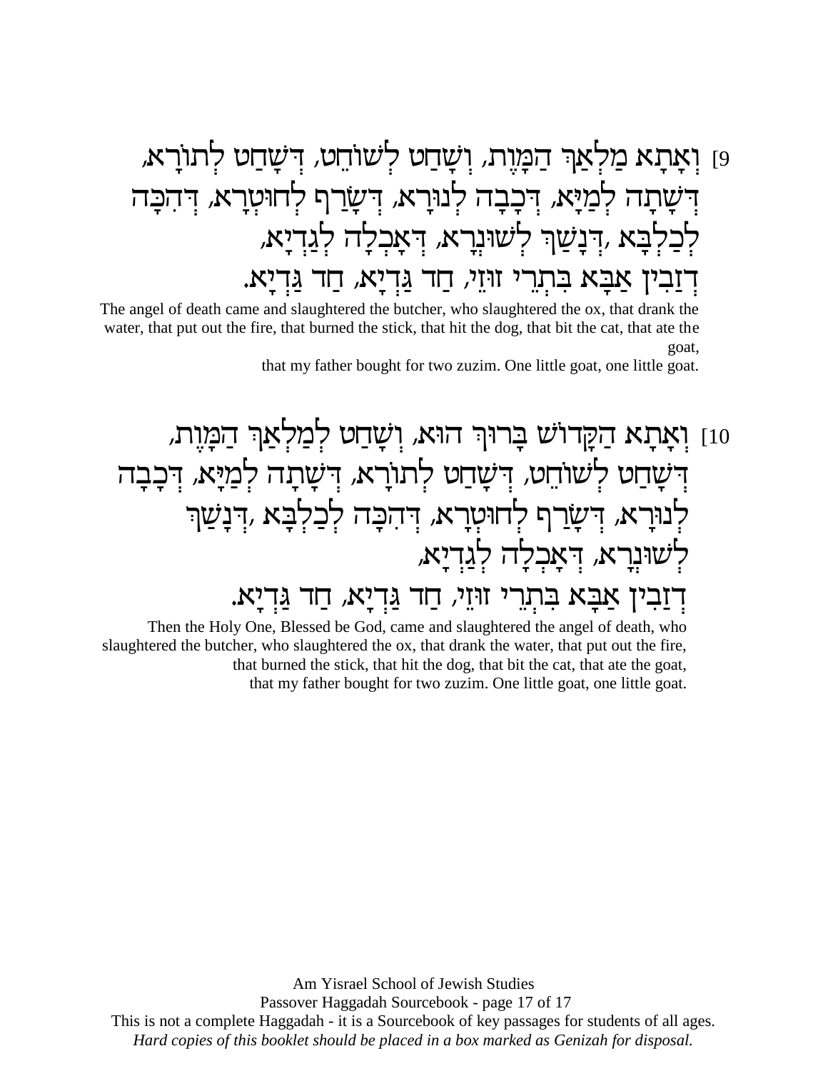9] וְאָתָא מַלְאַךְ הַמָּוֶת, וְשָׁחַט לְשׁוֹחֵט, דְּשָׁחַט לְתוֹרָא, דְּשָׁתָה לְמַיָּא, דְּכָבָה לְנוּרָא, דְּשָׂרַף לְחוּטְרָא, דְּהִכָּה לְכַלְבָּא ,דְּנָשַׁךְ לְשׁוּנְרָא, דְּאָכְלָה לְגַדְיָא,
דְזַבִּין אַבָּא בִּתְרֵי זוּזֵי, חַד גַּדְיָא, חַד גַּדְיָא.

The angel of death came and slaughtered the butcher, who slaughtered the ox, that drank the water, that put out the fire, that burned the stick, that hit the dog, that bit the cat, that ate the goat,
that my father bought for two zuzim. One little goat, one little goat.

10] וְאָתָא הַקָּדוֹשׁ בָּרוּךְ הוּא, וְשָׁחַט לְמַלְאַךְ הַמָּוֶת, דְּשָׁחַט לְשׁוֹחֵט, דְּשָׁחַט לְתוֹרָא, דְּשָׁתָה לְמַיָּא, דְּכָבָה לְנוּרָא, דְּשָׂרַף לְחוּטְרָא, דְּהִכָּה לְכַלְבָּא ,דְּנָשַׁךְ לְשׁוּנְרָא, דְּאָכְלָה לְגַדְיָא,
דְזַבִּין אַבָּא בִּתְרֵי זוּזֵי, חַד גַּדְיָא, חַד גַּדְיָא.

Then the Holy One, Blessed be God, came and slaughtered the angel of death, who slaughtered the butcher, who slaughtered the ox, that drank the water, that put out the fire, that burned the stick, that hit the dog, that bit the cat, that ate the goat,
that my father bought for two zuzim. One little goat, one little goat.

Am Yisrael School of Jewish Studies
Passover Haggadah Sourcebook
This is not a complete Haggadah - it is a Sourcebook of key passages for students of all ages.
*Hard copies of this booklet should be placed in a box marked as Genizah for disposal.*